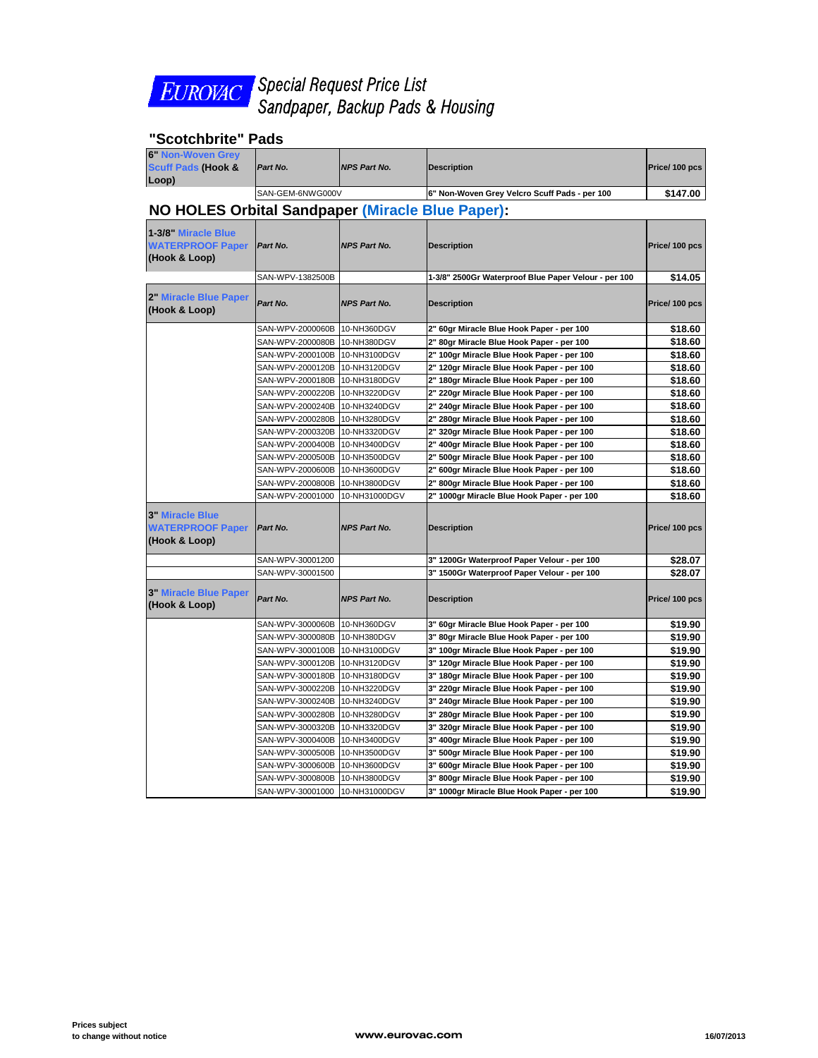# EUROVAC Special Request Price List
## Sandpaper, Backup Pads & Housing

## "Scotchbrite" Pads

| 6" Non-Woven Grey Scuff Pads (Hook & Loop) | Part No. | NPS Part No. | Description | Price/ 100 pcs |
|---|---|---|---|---|
| | SAN-GEM-6NWG000V | | 6" Non-Woven Grey Velcro Scuff Pads - per 100 | $147.00 |

## NO HOLES Orbital Sandpaper (Miracle Blue Paper):

| 1-3/8" Miracle Blue WATERPROOF Paper (Hook & Loop) | Part No. | NPS Part No. | Description | Price/ 100 pcs |
|---|---|---|---|---|
| | SAN-WPV-1382500B | | 1-3/8" 2500Gr Waterproof Blue Paper Velour - per 100 | $14.05 |

| 2" Miracle Blue Paper (Hook & Loop) | Part No. | NPS Part No. | Description | Price/ 100 pcs |
|---|---|---|---|---|
| | SAN-WPV-2000060B | 10-NH360DGV | 2" 60gr Miracle Blue Hook Paper - per 100 | $18.60 |
| | SAN-WPV-2000080B | 10-NH380DGV | 2" 80gr Miracle Blue Hook Paper - per 100 | $18.60 |
| | SAN-WPV-2000100B | 10-NH3100DGV | 2" 100gr Miracle Blue Hook Paper - per 100 | $18.60 |
| | SAN-WPV-2000120B | 10-NH3120DGV | 2" 120gr Miracle Blue Hook Paper - per 100 | $18.60 |
| | SAN-WPV-2000180B | 10-NH3180DGV | 2" 180gr Miracle Blue Hook Paper - per 100 | $18.60 |
| | SAN-WPV-2000220B | 10-NH3220DGV | 2" 220gr Miracle Blue Hook Paper - per 100 | $18.60 |
| | SAN-WPV-2000240B | 10-NH3240DGV | 2" 240gr Miracle Blue Hook Paper - per 100 | $18.60 |
| | SAN-WPV-2000280B | 10-NH3280DGV | 2" 280gr Miracle Blue Hook Paper - per 100 | $18.60 |
| | SAN-WPV-2000320B | 10-NH3320DGV | 2" 320gr Miracle Blue Hook Paper - per 100 | $18.60 |
| | SAN-WPV-2000400B | 10-NH3400DGV | 2" 400gr Miracle Blue Hook Paper - per 100 | $18.60 |
| | SAN-WPV-2000500B | 10-NH3500DGV | 2" 500gr Miracle Blue Hook Paper - per 100 | $18.60 |
| | SAN-WPV-2000600B | 10-NH3600DGV | 2" 600gr Miracle Blue Hook Paper - per 100 | $18.60 |
| | SAN-WPV-2000800B | 10-NH3800DGV | 2" 800gr Miracle Blue Hook Paper - per 100 | $18.60 |
| | SAN-WPV-20001000 | 10-NH31000DGV | 2" 1000gr Miracle Blue Hook Paper - per 100 | $18.60 |

| 3" Miracle Blue WATERPROOF Paper (Hook & Loop) | Part No. | NPS Part No. | Description | Price/ 100 pcs |
|---|---|---|---|---|
| | SAN-WPV-30001200 | | 3" 1200Gr Waterproof Paper Velour - per 100 | $28.07 |
| | SAN-WPV-30001500 | | 3" 1500Gr Waterproof Paper Velour - per 100 | $28.07 |

| 3" Miracle Blue Paper (Hook & Loop) | Part No. | NPS Part No. | Description | Price/ 100 pcs |
|---|---|---|---|---|
| | SAN-WPV-3000060B | 10-NH360DGV | 3" 60gr Miracle Blue Hook Paper - per 100 | $19.90 |
| | SAN-WPV-3000080B | 10-NH380DGV | 3" 80gr Miracle Blue Hook Paper - per 100 | $19.90 |
| | SAN-WPV-3000100B | 10-NH3100DGV | 3" 100gr Miracle Blue Hook Paper - per 100 | $19.90 |
| | SAN-WPV-3000120B | 10-NH3120DGV | 3" 120gr Miracle Blue Hook Paper - per 100 | $19.90 |
| | SAN-WPV-3000180B | 10-NH3180DGV | 3" 180gr Miracle Blue Hook Paper - per 100 | $19.90 |
| | SAN-WPV-3000220B | 10-NH3220DGV | 3" 220gr Miracle Blue Hook Paper - per 100 | $19.90 |
| | SAN-WPV-3000240B | 10-NH3240DGV | 3" 240gr Miracle Blue Hook Paper - per 100 | $19.90 |
| | SAN-WPV-3000280B | 10-NH3280DGV | 3" 280gr Miracle Blue Hook Paper - per 100 | $19.90 |
| | SAN-WPV-3000320B | 10-NH3320DGV | 3" 320gr Miracle Blue Hook Paper - per 100 | $19.90 |
| | SAN-WPV-3000400B | 10-NH3400DGV | 3" 400gr Miracle Blue Hook Paper - per 100 | $19.90 |
| | SAN-WPV-3000500B | 10-NH3500DGV | 3" 500gr Miracle Blue Hook Paper - per 100 | $19.90 |
| | SAN-WPV-3000600B | 10-NH3600DGV | 3" 600gr Miracle Blue Hook Paper - per 100 | $19.90 |
| | SAN-WPV-3000800B | 10-NH3800DGV | 3" 800gr Miracle Blue Hook Paper - per 100 | $19.90 |
| | SAN-WPV-30001000 | 10-NH31000DGV | 3" 1000gr Miracle Blue Hook Paper - per 100 | $19.90 |

Prices subject to change without notice

www.eurovac.com

16/07/2013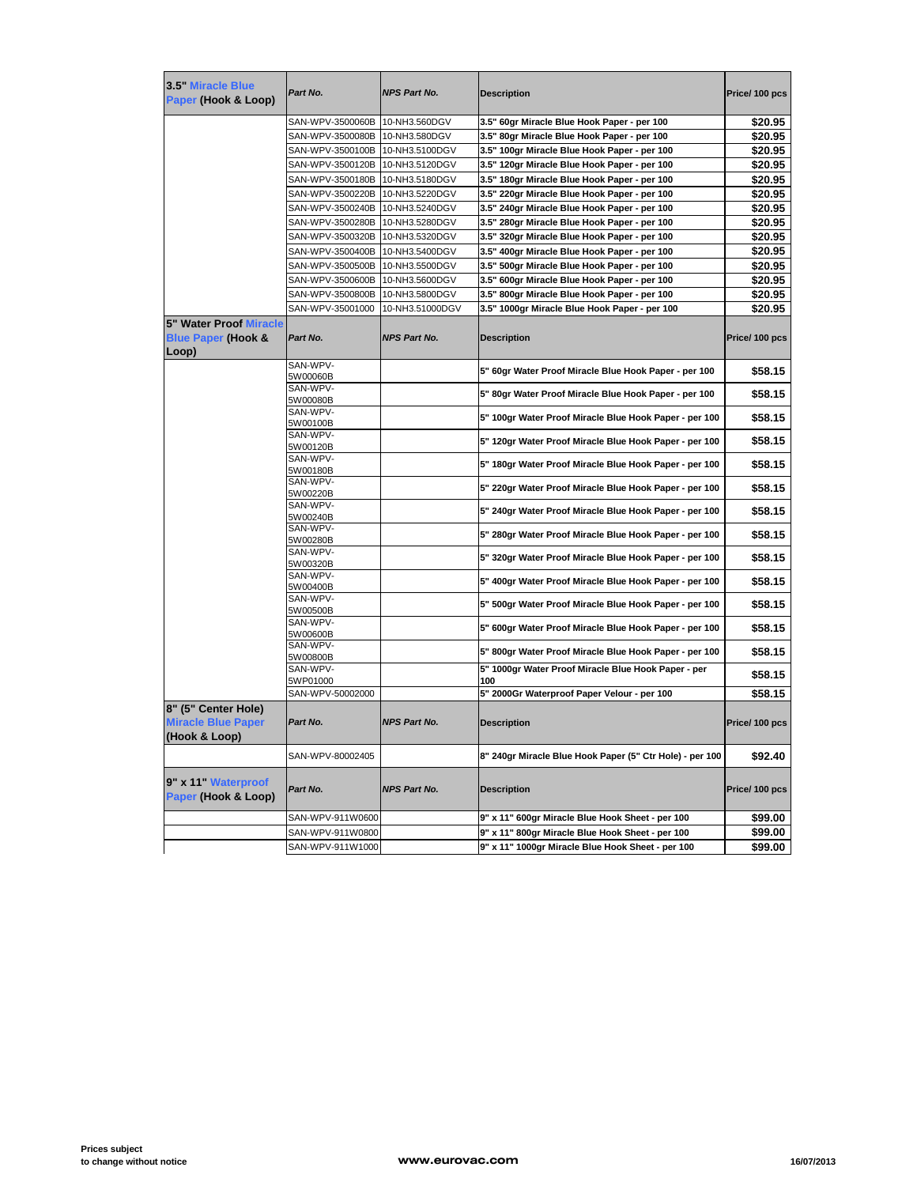| 3.5" Miracle Blue Paper (Hook & Loop) | *Part No.* | *NPS Part No.* | **Description** | **Price/ 100 pcs** |
|---|---|---|---|---|
| | SAN-WPV-3500060B | 10-NH3.560DGV | **3.5" 60gr Miracle Blue Hook Paper - per 100** | **$20.95** |
| | SAN-WPV-3500080B | 10-NH3.580DGV | **3.5" 80gr Miracle Blue Hook Paper - per 100** | **$20.95** |
| | SAN-WPV-3500100B | 10-NH3.5100DGV | **3.5" 100gr Miracle Blue Hook Paper - per 100** | **$20.95** |
| | SAN-WPV-3500120B | 10-NH3.5120DGV | **3.5" 120gr Miracle Blue Hook Paper - per 100** | **$20.95** |
| | SAN-WPV-3500180B | 10-NH3.5180DGV | **3.5" 180gr Miracle Blue Hook Paper - per 100** | **$20.95** |
| | SAN-WPV-3500220B | 10-NH3.5220DGV | **3.5" 220gr Miracle Blue Hook Paper - per 100** | **$20.95** |
| | SAN-WPV-3500240B | 10-NH3.5240DGV | **3.5" 240gr Miracle Blue Hook Paper - per 100** | **$20.95** |
| | SAN-WPV-3500280B | 10-NH3.5280DGV | **3.5" 280gr Miracle Blue Hook Paper - per 100** | **$20.95** |
| | SAN-WPV-3500320B | 10-NH3.5320DGV | **3.5" 320gr Miracle Blue Hook Paper - per 100** | **$20.95** |
| | SAN-WPV-3500400B | 10-NH3.5400DGV | **3.5" 400gr Miracle Blue Hook Paper - per 100** | **$20.95** |
| | SAN-WPV-3500500B | 10-NH3.5500DGV | **3.5" 500gr Miracle Blue Hook Paper - per 100** | **$20.95** |
| | SAN-WPV-3500600B | 10-NH3.5600DGV | **3.5" 600gr Miracle Blue Hook Paper - per 100** | **$20.95** |
| | SAN-WPV-3500800B | 10-NH3.5800DGV | **3.5" 800gr Miracle Blue Hook Paper - per 100** | **$20.95** |
| | SAN-WPV-35001000 | 10-NH3.51000DGV | **3.5" 1000gr Miracle Blue Hook Paper - per 100** | **$20.95** |
| **5" Water Proof Miracle Blue Paper (Hook & Loop)** | *Part No.* | *NPS Part No.* | **Description** | **Price/ 100 pcs** |
| | SAN-WPV-5W00060B | | **5" 60gr Water Proof Miracle Blue Hook Paper - per 100** | **$58.15** |
| | SAN-WPV-5W00080B | | **5" 80gr Water Proof Miracle Blue Hook Paper - per 100** | **$58.15** |
| | SAN-WPV-5W00100B | | **5" 100gr Water Proof Miracle Blue Hook Paper - per 100** | **$58.15** |
| | SAN-WPV-5W00120B | | **5" 120gr Water Proof Miracle Blue Hook Paper - per 100** | **$58.15** |
| | SAN-WPV-5W00180B | | **5" 180gr Water Proof Miracle Blue Hook Paper - per 100** | **$58.15** |
| | SAN-WPV-5W00220B | | **5" 220gr Water Proof Miracle Blue Hook Paper - per 100** | **$58.15** |
| | SAN-WPV-5W00240B | | **5" 240gr Water Proof Miracle Blue Hook Paper - per 100** | **$58.15** |
| | SAN-WPV-5W00280B | | **5" 280gr Water Proof Miracle Blue Hook Paper - per 100** | **$58.15** |
| | SAN-WPV-5W00320B | | **5" 320gr Water Proof Miracle Blue Hook Paper - per 100** | **$58.15** |
| | SAN-WPV-5W00400B | | **5" 400gr Water Proof Miracle Blue Hook Paper - per 100** | **$58.15** |
| | SAN-WPV-5W00500B | | **5" 500gr Water Proof Miracle Blue Hook Paper - per 100** | **$58.15** |
| | SAN-WPV-5W00600B | | **5" 600gr Water Proof Miracle Blue Hook Paper - per 100** | **$58.15** |
| | SAN-WPV-5W00800B | | **5" 800gr Water Proof Miracle Blue Hook Paper - per 100** | **$58.15** |
| | SAN-WPV-5WP01000 | | **5" 1000gr Water Proof Miracle Blue Hook Paper - per 100** | **$58.15** |
| | SAN-WPV-50002000 | | **5" 2000Gr Waterproof Paper Velour - per 100** | **$58.15** |
| **8" (5" Center Hole) Miracle Blue Paper (Hook & Loop)** | *Part No.* | *NPS Part No.* | **Description** | **Price/ 100 pcs** |
| | SAN-WPV-80002405 | | **8" 240gr Miracle Blue Hook Paper (5" Ctr Hole) - per 100** | **$92.40** |
| **9" x 11" Waterproof Paper (Hook & Loop)** | *Part No.* | *NPS Part No.* | **Description** | **Price/ 100 pcs** |
| | SAN-WPV-911W0600 | | **9" x 11" 600gr Miracle Blue Hook Sheet - per 100** | **$99.00** |
| | SAN-WPV-911W0800 | | **9" x 11" 800gr Miracle Blue Hook Sheet - per 100** | **$99.00** |
| | SAN-WPV-911W1000 | | **9" x 11" 1000gr Miracle Blue Hook Sheet - per 100** | **$99.00** |

**Prices subject to change without notice**

**www.eurovac.com**

**16/07/2013**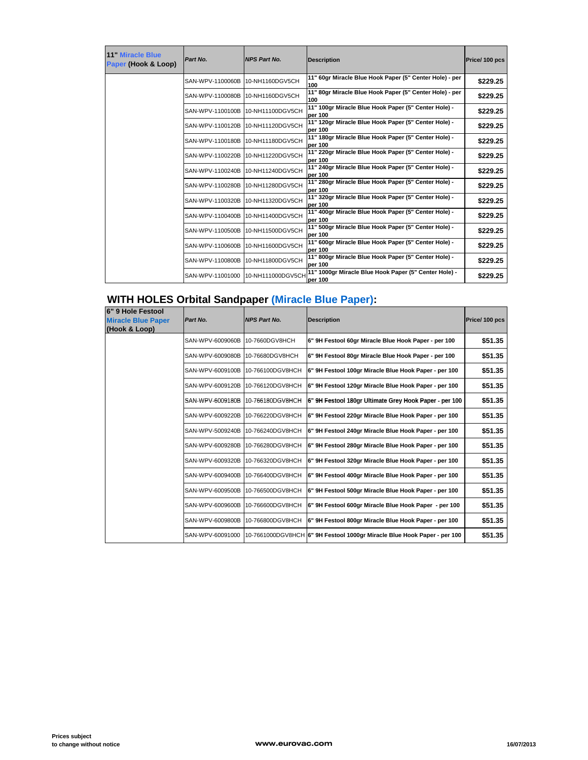| 11" Miracle Blue Paper (Hook & Loop) | Part No. | NPS Part No. | Description | Price/ 100 pcs |
|---|---|---|---|---|
| | SAN-WPV-1100060B | 10-NH1160DGV5CH | 11" 60gr Miracle Blue Hook Paper (5" Center Hole) - per 100 | $229.25 |
| | SAN-WPV-1100080B | 10-NH1160DGV5CH | 11" 80gr Miracle Blue Hook Paper (5" Center Hole) - per 100 | $229.25 |
| | SAN-WPV-1100100B | 10-NH11100DGV5CH | 11" 100gr Miracle Blue Hook Paper (5" Center Hole) - per 100 | $229.25 |
| | SAN-WPV-1100120B | 10-NH11120DGV5CH | 11" 120gr Miracle Blue Hook Paper (5" Center Hole) - per 100 | $229.25 |
| | SAN-WPV-1100180B | 10-NH11180DGV5CH | 11" 180gr Miracle Blue Hook Paper (5" Center Hole) - per 100 | $229.25 |
| | SAN-WPV-1100220B | 10-NH11220DGV5CH | 11" 220gr Miracle Blue Hook Paper (5" Center Hole) - per 100 | $229.25 |
| | SAN-WPV-1100240B | 10-NH11240DGV5CH | 11" 240gr Miracle Blue Hook Paper (5" Center Hole) - per 100 | $229.25 |
| | SAN-WPV-1100280B | 10-NH11280DGV5CH | 11" 280gr Miracle Blue Hook Paper (5" Center Hole) - per 100 | $229.25 |
| | SAN-WPV-1100320B | 10-NH11320DGV5CH | 11" 320gr Miracle Blue Hook Paper (5" Center Hole) - per 100 | $229.25 |
| | SAN-WPV-1100400B | 10-NH11400DGV5CH | 11" 400gr Miracle Blue Hook Paper (5" Center Hole) - per 100 | $229.25 |
| | SAN-WPV-1100500B | 10-NH11500DGV5CH | 11" 500gr Miracle Blue Hook Paper (5" Center Hole) - per 100 | $229.25 |
| | SAN-WPV-1100600B | 10-NH11600DGV5CH | 11" 600gr Miracle Blue Hook Paper (5" Center Hole) - per 100 | $229.25 |
| | SAN-WPV-1100800B | 10-NH11800DGV5CH | 11" 800gr Miracle Blue Hook Paper (5" Center Hole) - per 100 | $229.25 |
| | SAN-WPV-11001000 | 10-NH111000DGV5CH | 11" 1000gr Miracle Blue Hook Paper (5" Center Hole) - per 100 | $229.25 |

## WITH HOLES Orbital Sandpaper (Miracle Blue Paper):

| 6" 9 Hole Festool Miracle Blue Paper (Hook & Loop) | Part No. | NPS Part No. | Description | Price/ 100 pcs |
|---|---|---|---|---|
| | SAN-WPV-6009060B | 10-7660DGV8HCH | 6" 9H Festool 60gr Miracle Blue Hook Paper - per 100 | $51.35 |
| | SAN-WPV-6009080B | 10-76680DGV8HCH | 6" 9H Festool 80gr Miracle Blue Hook Paper - per 100 | $51.35 |
| | SAN-WPV-6009100B | 10-766100DGV8HCH | 6" 9H Festool 100gr Miracle Blue Hook Paper - per 100 | $51.35 |
| | SAN-WPV-6009120B | 10-766120DGV8HCH | 6" 9H Festool 120gr Miracle Blue Hook Paper - per 100 | $51.35 |
| | SAN-WPV-6009180B | 10-766180DGV8HCH | 6" 9H Festool 180gr Ultimate Grey Hook Paper - per 100 | $51.35 |
| | SAN-WPV-6009220B | 10-766220DGV8HCH | 6" 9H Festool 220gr Miracle Blue Hook Paper - per 100 | $51.35 |
| | SAN-WPV-5009240B | 10-766240DGV8HCH | 6" 9H Festool 240gr Miracle Blue Hook Paper - per 100 | $51.35 |
| | SAN-WPV-6009280B | 10-766280DGV8HCH | 6" 9H Festool 280gr Miracle Blue Hook Paper - per 100 | $51.35 |
| | SAN-WPV-6009320B | 10-766320DGV8HCH | 6" 9H Festool 320gr Miracle Blue Hook Paper - per 100 | $51.35 |
| | SAN-WPV-6009400B | 10-766400DGV8HCH | 6" 9H Festool 400gr Miracle Blue Hook Paper - per 100 | $51.35 |
| | SAN-WPV-6009500B | 10-766500DGV8HCH | 6" 9H Festool 500gr Miracle Blue Hook Paper - per 100 | $51.35 |
| | SAN-WPV-6009600B | 10-766600DGV8HCH | 6" 9H Festool 600gr Miracle Blue Hook Paper - per 100 | $51.35 |
| | SAN-WPV-6009800B | 10-766800DGV8HCH | 6" 9H Festool 800gr Miracle Blue Hook Paper - per 100 | $51.35 |
| | SAN-WPV-60091000 | 10-7661000DGV8HCH | 6" 9H Festool 1000gr Miracle Blue Hook Paper - per 100 | $51.35 |

Prices subject to change without notice

www.eurovac.com

16/07/2013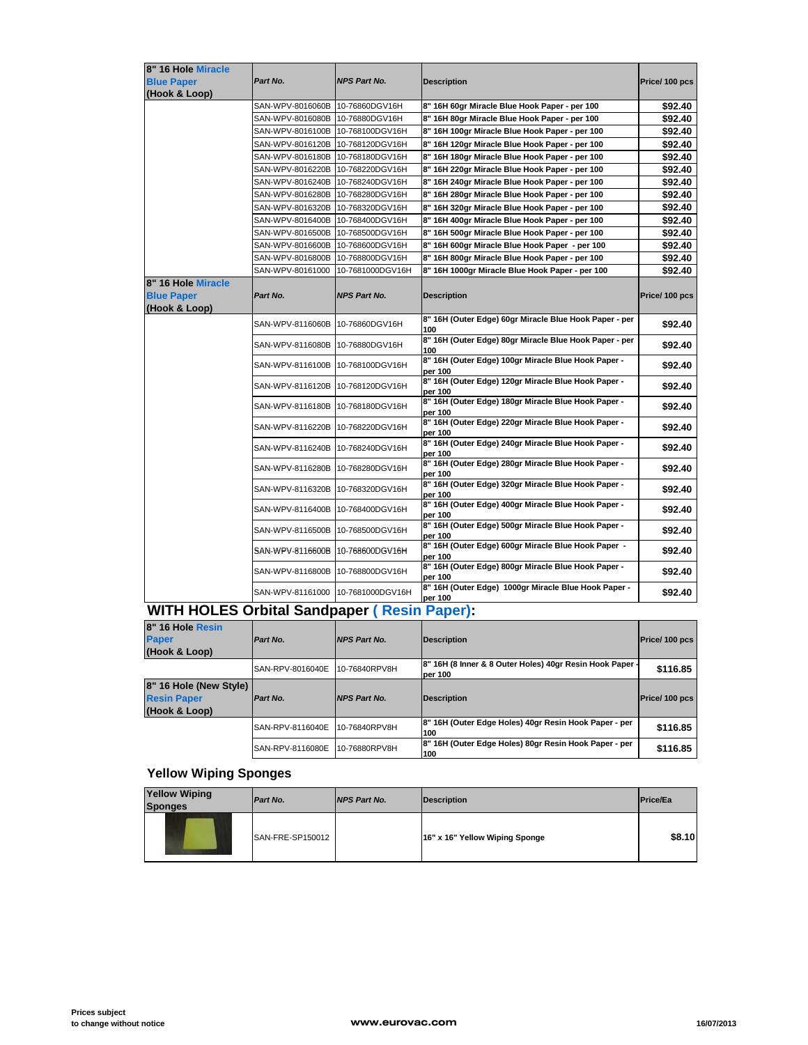| 8" 16 Hole Miracle Blue Paper (Hook & Loop) | Part No. | NPS Part No. | Description | Price/ 100 pcs |
|---|---|---|---|---|
| | SAN-WPV-8016060B | 10-76860DGV16H | 8" 16H 60gr Miracle Blue Hook Paper - per 100 | $92.40 |
| | SAN-WPV-8016080B | 10-76880DGV16H | 8" 16H 80gr Miracle Blue Hook Paper - per 100 | $92.40 |
| | SAN-WPV-8016100B | 10-768100DGV16H | 8" 16H 100gr Miracle Blue Hook Paper - per 100 | $92.40 |
| | SAN-WPV-8016120B | 10-768120DGV16H | 8" 16H 120gr Miracle Blue Hook Paper - per 100 | $92.40 |
| | SAN-WPV-8016180B | 10-768180DGV16H | 8" 16H 180gr Miracle Blue Hook Paper - per 100 | $92.40 |
| | SAN-WPV-8016220B | 10-768220DGV16H | 8" 16H 220gr Miracle Blue Hook Paper - per 100 | $92.40 |
| | SAN-WPV-8016240B | 10-768240DGV16H | 8" 16H 240gr Miracle Blue Hook Paper - per 100 | $92.40 |
| | SAN-WPV-8016280B | 10-768280DGV16H | 8" 16H 280gr Miracle Blue Hook Paper - per 100 | $92.40 |
| | SAN-WPV-8016320B | 10-768320DGV16H | 8" 16H 320gr Miracle Blue Hook Paper - per 100 | $92.40 |
| | SAN-WPV-8016400B | 10-768400DGV16H | 8" 16H 400gr Miracle Blue Hook Paper - per 100 | $92.40 |
| | SAN-WPV-8016500B | 10-768500DGV16H | 8" 16H 500gr Miracle Blue Hook Paper - per 100 | $92.40 |
| | SAN-WPV-8016600B | 10-768600DGV16H | 8" 16H 600gr Miracle Blue Hook Paper - per 100 | $92.40 |
| | SAN-WPV-8016800B | 10-768800DGV16H | 8" 16H 800gr Miracle Blue Hook Paper - per 100 | $92.40 |
| | SAN-WPV-80161000 | 10-7681000DGV16H | 8" 16H 1000gr Miracle Blue Hook Paper - per 100 | $92.40 |

| 8" 16 Hole Miracle Blue Paper (Hook & Loop) | Part No. | NPS Part No. | Description | Price/ 100 pcs |
|---|---|---|---|---|
| | SAN-WPV-8116060B | 10-76860DGV16H | 8" 16H (Outer Edge) 60gr Miracle Blue Hook Paper - per 100 | $92.40 |
| | SAN-WPV-8116080B | 10-76880DGV16H | 8" 16H (Outer Edge) 80gr Miracle Blue Hook Paper - per 100 | $92.40 |
| | SAN-WPV-8116100B | 10-768100DGV16H | 8" 16H (Outer Edge) 100gr Miracle Blue Hook Paper - per 100 | $92.40 |
| | SAN-WPV-8116120B | 10-768120DGV16H | 8" 16H (Outer Edge) 120gr Miracle Blue Hook Paper - per 100 | $92.40 |
| | SAN-WPV-8116180B | 10-768180DGV16H | 8" 16H (Outer Edge) 180gr Miracle Blue Hook Paper - per 100 | $92.40 |
| | SAN-WPV-8116220B | 10-768220DGV16H | 8" 16H (Outer Edge) 220gr Miracle Blue Hook Paper - per 100 | $92.40 |
| | SAN-WPV-8116240B | 10-768240DGV16H | 8" 16H (Outer Edge) 240gr Miracle Blue Hook Paper - per 100 | $92.40 |
| | SAN-WPV-8116280B | 10-768280DGV16H | 8" 16H (Outer Edge) 280gr Miracle Blue Hook Paper - per 100 | $92.40 |
| | SAN-WPV-8116320B | 10-768320DGV16H | 8" 16H (Outer Edge) 320gr Miracle Blue Hook Paper - per 100 | $92.40 |
| | SAN-WPV-8116400B | 10-768400DGV16H | 8" 16H (Outer Edge) 400gr Miracle Blue Hook Paper - per 100 | $92.40 |
| | SAN-WPV-8116500B | 10-768500DGV16H | 8" 16H (Outer Edge) 500gr Miracle Blue Hook Paper - per 100 | $92.40 |
| | SAN-WPV-8116600B | 10-768600DGV16H | 8" 16H (Outer Edge) 600gr Miracle Blue Hook Paper - per 100 | $92.40 |
| | SAN-WPV-8116800B | 10-768800DGV16H | 8" 16H (Outer Edge) 800gr Miracle Blue Hook Paper - per 100 | $92.40 |
| | SAN-WPV-81161000 | 10-7681000DGV16H | 8" 16H (Outer Edge) 1000gr Miracle Blue Hook Paper - per 100 | $92.40 |

## WITH HOLES Orbital Sandpaper ( Resin Paper):

| 8" 16 Hole Resin Paper (Hook & Loop) | Part No. | NPS Part No. | Description | Price/ 100 pcs |
|---|---|---|---|---|
| | SAN-RPV-8016040E | 10-76840RPV8H | 8" 16H (8 Inner & 8 Outer Holes) 40gr Resin Hook Paper - per 100 | $116.85 |

| 8" 16 Hole (New Style) Resin Paper (Hook & Loop) | Part No. | NPS Part No. | Description | Price/ 100 pcs |
|---|---|---|---|---|
| | SAN-RPV-8116040E | 10-76840RPV8H | 8" 16H (Outer Edge Holes) 40gr Resin Hook Paper - per 100 | $116.85 |
| | SAN-RPV-8116080E | 10-76880RPV8H | 8" 16H (Outer Edge Holes) 80gr Resin Hook Paper - per 100 | $116.85 |

## Yellow Wiping Sponges

| Yellow Wiping Sponges | Part No. | NPS Part No. | Description | Price/Ea |
|---|---|---|---|---|
| | SAN-FRE-SP150012 | | 16" x 16" Yellow Wiping Sponge | $8.10 |

Prices subject to change without notice

www.eurovac.com

16/07/2013